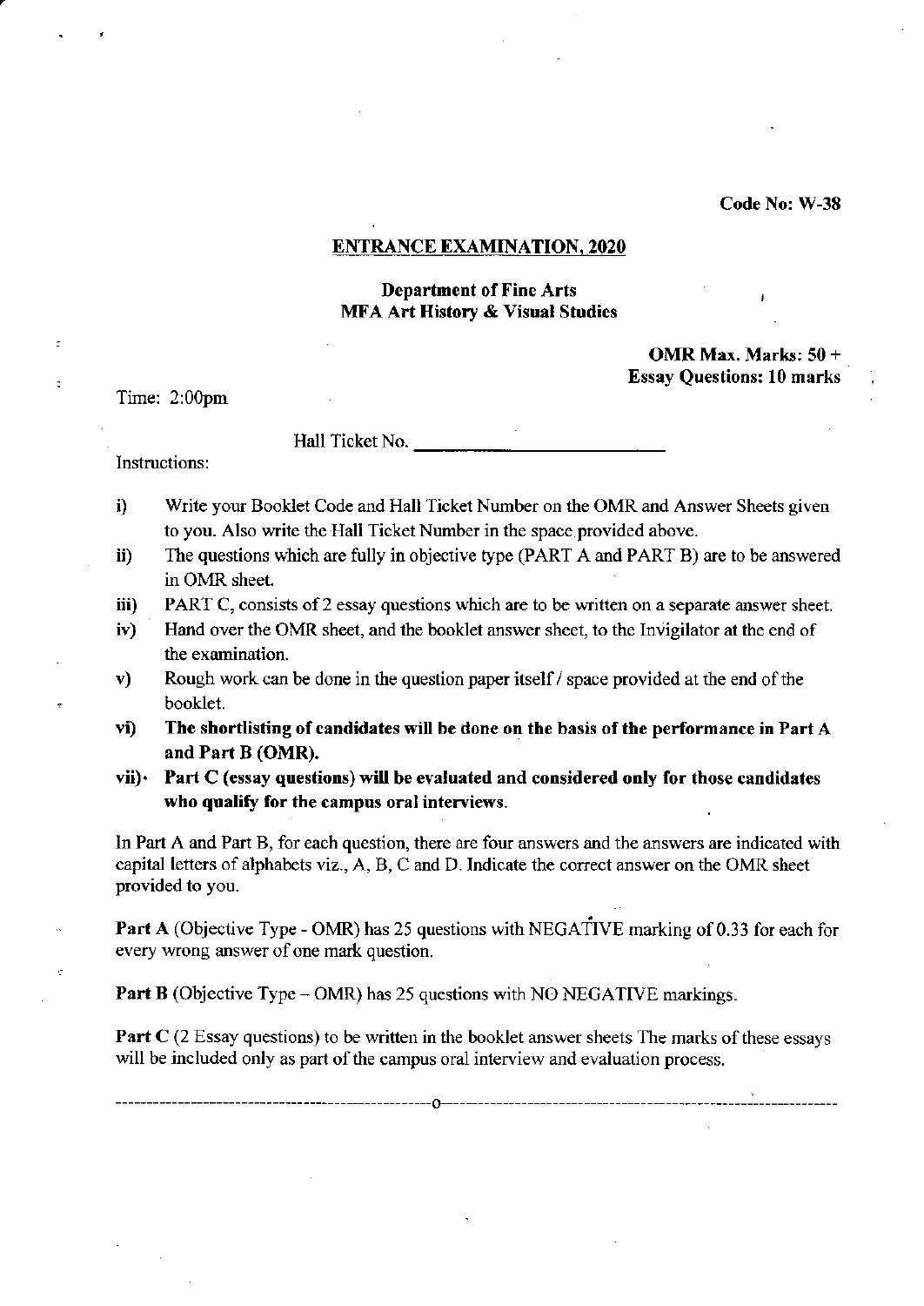**Code No: W-38**

## ENTRANCE EXAMINATION, 2020

### Department of Fine Arts
### MFA Art History & Visual Studies

**OMR Max. Marks: 50 +**
**Essay Questions: 10 marks**

Time: 2:00pm

Hall Ticket No. ____________________________

Instructions:

- i) Write your Booklet Code and Hall Ticket Number on the OMR and Answer Sheets given to you. Also write the Hall Ticket Number in the space provided above.
- ii) The questions which are fully in objective type (PART A and PART B) are to be answered in OMR sheet.
- iii) PART C, consists of 2 essay questions which are to be written on a separate answer sheet.
- iv) Hand over the OMR sheet, and the booklet answer sheet, to the Invigilator at the end of the examination.
- v) Rough work can be done in the question paper itself / space provided at the end of the booklet.
- vi) **The shortlisting of candidates will be done on the basis of the performance in Part A and Part B (OMR).**
- vii) **Part C (essay questions) will be evaluated and considered only for those candidates who qualify for the campus oral interviews.**

In Part A and Part B, for each question, there are four answers and the answers are indicated with capital letters of alphabets viz., A, B, C and D. Indicate the correct answer on the OMR sheet provided to you.

**Part A** (Objective Type - OMR) has 25 questions with NEGATIVE marking of 0.33 for each for every wrong answer of one mark question.

**Part B** (Objective Type – OMR) has 25 questions with NO NEGATIVE markings.

**Part C** (2 Essay questions) to be written in the booklet answer sheets The marks of these essays will be included only as part of the campus oral interview and evaluation process.

---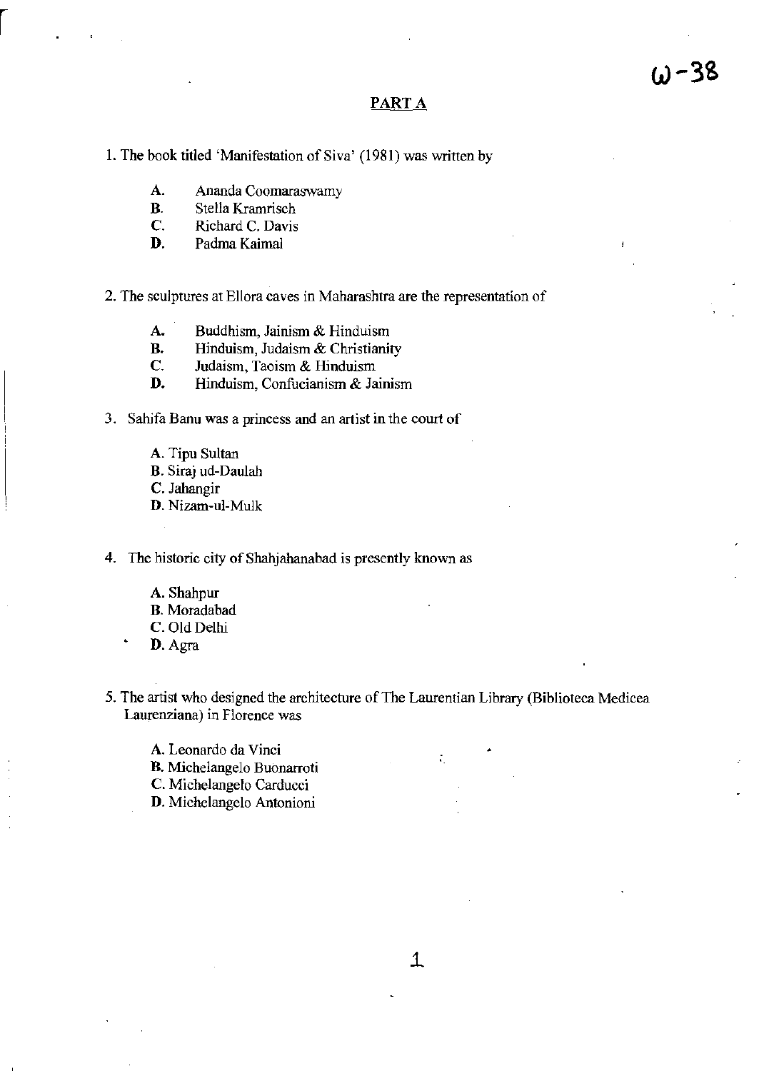W-38

## PART A

1. The book titled 'Manifestation of Siva' (1981) was written by

   A. Ananda Coomaraswamy
   B. Stella Kramrisch
   C. Richard C. Davis
   D. Padma Kaimal

2. The sculptures at Ellora caves in Maharashtra are the representation of

   A. Buddhism, Jainism & Hinduism
   B. Hinduism, Judaism & Christianity
   C. Judaism, Taoism & Hinduism
   D. Hinduism, Confucianism & Jainism

3. Sahifa Banu was a princess and an artist in the court of

   A. Tipu Sultan
   B. Siraj ud-Daulah
   C. Jahangir
   D. Nizam-ul-Mulk

4. The historic city of Shahjahanabad is presently known as

   A. Shahpur
   B. Moradabad
   C. Old Delhi
   D. Agra

5. The artist who designed the architecture of The Laurentian Library (Biblioteca Medicea Laurenziana) in Florence was

   A. Leonardo da Vinci
   B. Michelangelo Buonarroti
   C. Michelangelo Carducci
   D. Michelangelo Antonioni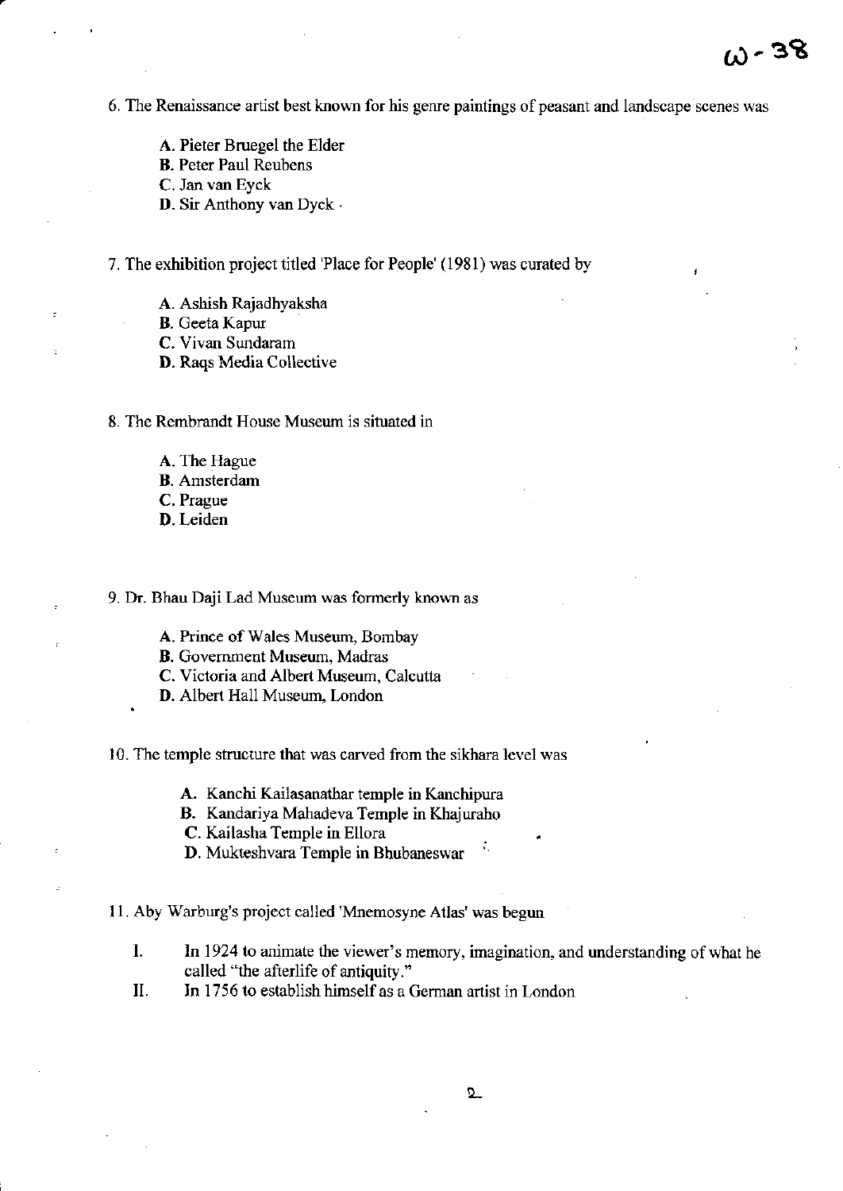6. The Renaissance artist best known for his genre paintings of peasant and landscape scenes was

A. Pieter Bruegel the Elder
B. Peter Paul Reubens
C. Jan van Eyck
D. Sir Anthony van Dyck

7. The exhibition project titled 'Place for People' (1981) was curated by

A. Ashish Rajadhyaksha
B. Geeta Kapur
C. Vivan Sundaram
D. Raqs Media Collective

8. The Rembrandt House Museum is situated in

A. The Hague
B. Amsterdam
C. Prague
D. Leiden

9. Dr. Bhau Daji Lad Museum was formerly known as

A. Prince of Wales Museum, Bombay
B. Government Museum, Madras
C. Victoria and Albert Museum, Calcutta
D. Albert Hall Museum, London

10. The temple structure that was carved from the sikhara level was

A. Kanchi Kailasanathar temple in Kanchipura
B. Kandariya Mahadeva Temple in Khajuraho
C. Kailasha Temple in Ellora
D. Mukteshvara Temple in Bhubaneswar

11. Aby Warburg's project called 'Mnemosyne Atlas' was begun

I. In 1924 to animate the viewer's memory, imagination, and understanding of what he called "the afterlife of antiquity."
II. In 1756 to establish himself as a German artist in London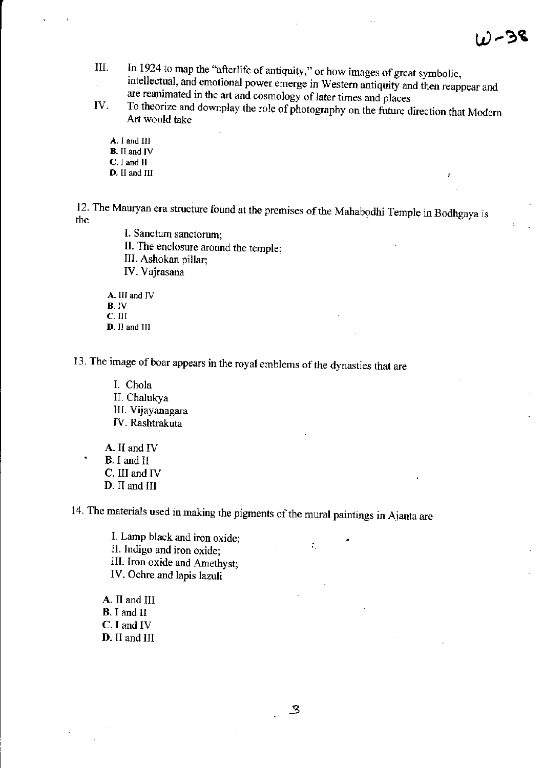III. In 1924 to map the "afterlife of antiquity," or how images of great symbolic, intellectual, and emotional power emerge in Western antiquity and then reappear and are reanimated in the art and cosmology of later times and places

IV. To theorize and downplay the role of photography on the future direction that Modern Art would take

A. I and III
B. II and IV
C. I and II
D. II and III

12. The Mauryan era structure found at the premises of the Mahabodhi Temple in Bodhgaya is the

I. Sanctum sanctorum;
II. The enclosure around the temple;
III. Ashokan pillar;
IV. Vajrasana

A. III and IV
B. IV
C. III
D. II and III

13. The image of boar appears in the royal emblems of the dynasties that are

I. Chola
II. Chalukya
III. Vijayanagara
IV. Rashtrakuta

A. II and IV
B. I and II
C. III and IV
D. II and III

14. The materials used in making the pigments of the mural paintings in Ajanta are

I. Lamp black and iron oxide;
II. Indigo and iron oxide;
III. Iron oxide and Amethyst;
IV. Ochre and lapis lazuli

A. II and III
B. I and II
C. I and IV
D. II and III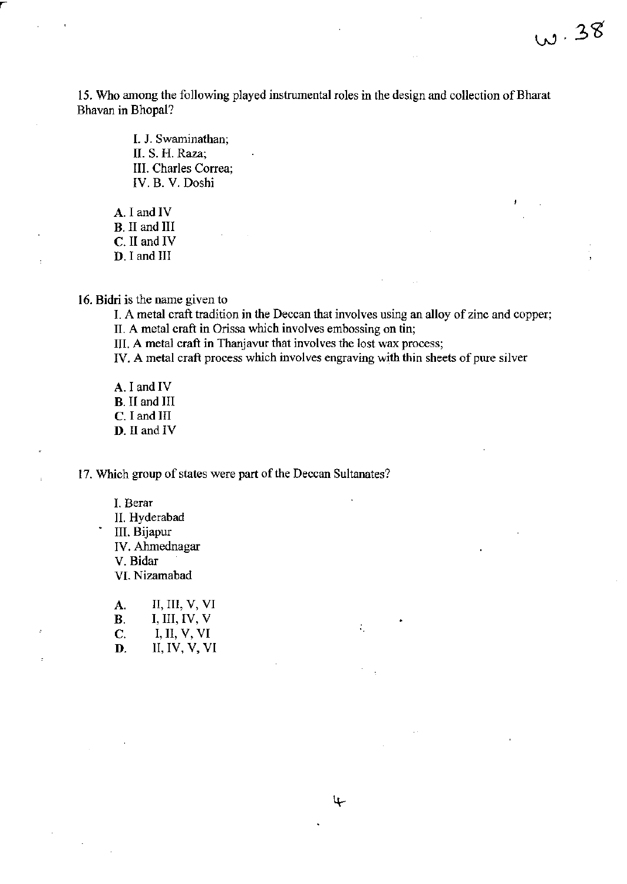15. Who among the following played instrumental roles in the design and collection of Bharat Bhavan in Bhopal?

I. J. Swaminathan;
II. S. H. Raza;
III. Charles Correa;
IV. B. V. Doshi

A. I and IV
B. II and III
C. II and IV
D. I and III

16. Bidri is the name given to

I. A metal craft tradition in the Deccan that involves using an alloy of zinc and copper;
II. A metal craft in Orissa which involves embossing on tin;
III. A metal craft in Thanjavur that involves the lost wax process;
IV. A metal craft process which involves engraving with thin sheets of pure silver

A. I and IV
B. II and III
C. I and III
D. II and IV

17. Which group of states were part of the Deccan Sultanates?

I. Berar
II. Hyderabad
III. Bijapur
IV. Ahmednagar
V. Bidar
VI. Nizamabad

A. II, III, V, VI
B. I, III, IV, V
C. I, II, V, VI
D. II, IV, V, VI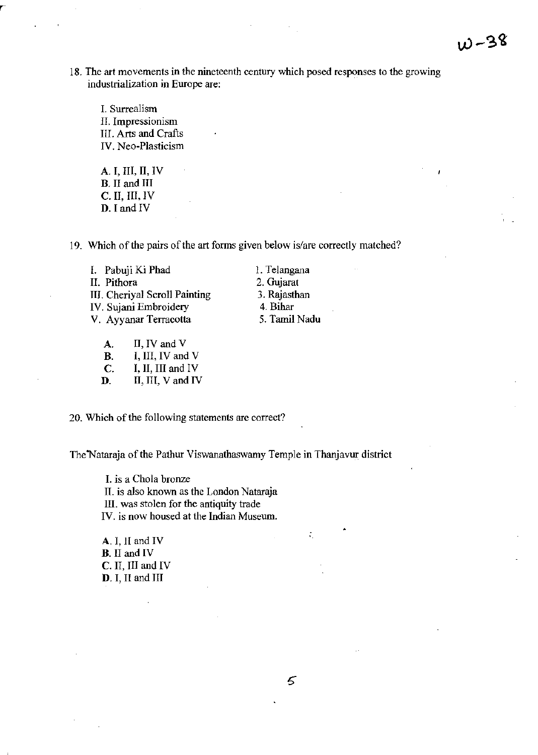18. The art movements in the nineteenth century which posed responses to the growing industrialization in Europe are:

I. Surrealism
II. Impressionism
III. Arts and Crafts
IV. Neo-Plasticism

A. I, III, II, IV
B. II and III
C. II, III, IV
D. I and IV

19. Which of the pairs of the art forms given below is/are correctly matched?

| | |
|---|---|
| I. Pabuji Ki Phad | 1. Telangana |
| II. Pithora | 2. Gujarat |
| III. Cheriyal Scroll Painting | 3. Rajasthan |
| IV. Sujani Embroidery | 4. Bihar |
| V. Ayyanar Terracotta | 5. Tamil Nadu |

A. II, IV and V
B. I, III, IV and V
C. I, II, III and IV
D. II, III, V and IV

20. Which of the following statements are correct?

The Nataraja of the Pathur Viswanathaswamy Temple in Thanjavur district

I. is a Chola bronze
II. is also known as the London Nataraja
III. was stolen for the antiquity trade
IV. is now housed at the Indian Museum.

A. I, II and IV
B. II and IV
C. II, III and IV
D. I, II and III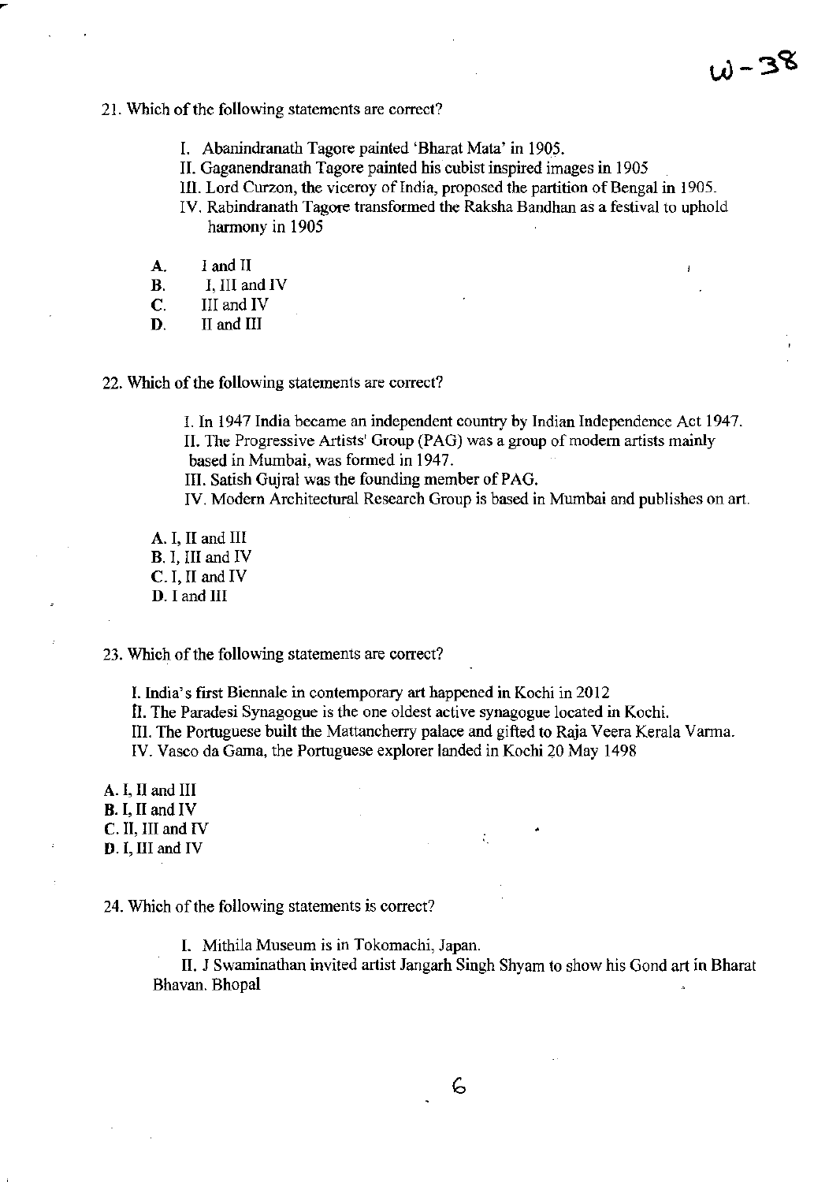21. Which of the following statements are correct?

I. Abanindranath Tagore painted 'Bharat Mata' in 1905.
II. Gaganendranath Tagore painted his cubist inspired images in 1905
III. Lord Curzon, the viceroy of India, proposed the partition of Bengal in 1905.
IV. Rabindranath Tagore transformed the Raksha Bandhan as a festival to uphold harmony in 1905

A. I and II
B. I, III and IV
C. III and IV
D. II and III

22. Which of the following statements are correct?

I. In 1947 India became an independent country by Indian Independence Act 1947.
II. The Progressive Artists' Group (PAG) was a group of modern artists mainly based in Mumbai, was formed in 1947.
III. Satish Gujral was the founding member of PAG.
IV. Modern Architectural Research Group is based in Mumbai and publishes on art.

A. I, II and III
B. I, III and IV
C. I, II and IV
D. I and III

23. Which of the following statements are correct?

I. India's first Biennale in contemporary art happened in Kochi in 2012
II. The Paradesi Synagogue is the one oldest active synagogue located in Kochi.
III. The Portuguese built the Mattancherry palace and gifted to Raja Veera Kerala Varma.
IV. Vasco da Gama, the Portuguese explorer landed in Kochi 20 May 1498

A. I, II and III
B. I, II and IV
C. II, III and IV
D. I, III and IV

24. Which of the following statements is correct?

I. Mithila Museum is in Tokomachi, Japan.
II. J Swaminathan invited artist Jangarh Singh Shyam to show his Gond art in Bharat Bhavan. Bhopal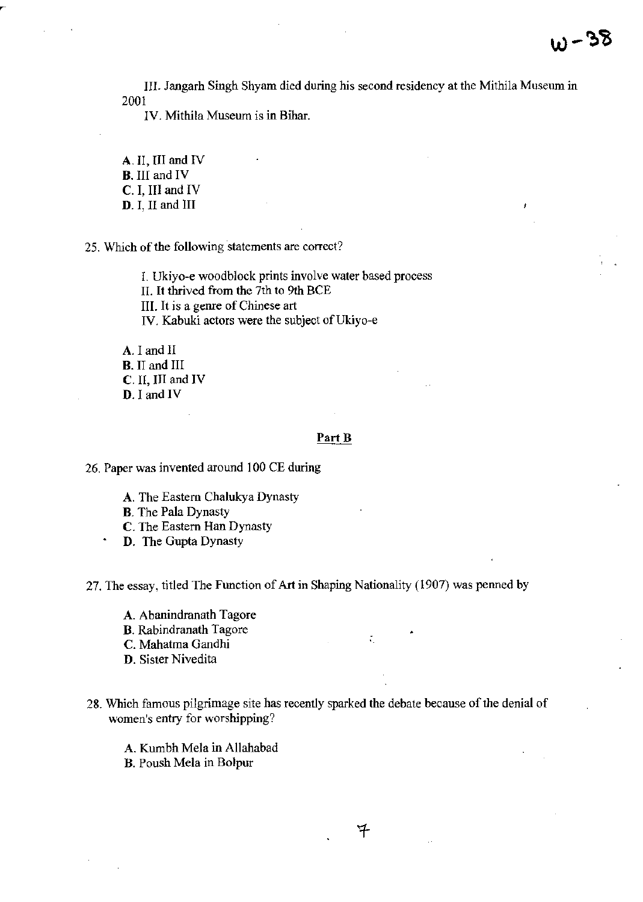III. Jangarh Singh Shyam died during his second residency at the Mithila Museum in 2001

IV. Mithila Museum is in Bihar.

A. II, III and IV
B. III and IV
C. I, III and IV
D. I, II and III

25. Which of the following statements are correct?

I. Ukiyo-e woodblock prints involve water based process
II. It thrived from the 7th to 9th BCE
III. It is a genre of Chinese art
IV. Kabuki actors were the subject of Ukiyo-e

A. I and II
B. II and III
C. II, III and IV
D. I and IV

## Part B

26. Paper was invented around 100 CE during

A. The Eastern Chalukya Dynasty
B. The Pala Dynasty
C. The Eastern Han Dynasty
D. The Gupta Dynasty

27. The essay, titled The Function of Art in Shaping Nationality (1907) was penned by

A. Abanindranath Tagore
B. Rabindranath Tagore
C. Mahatma Gandhi
D. Sister Nivedita

28. Which famous pilgrimage site has recently sparked the debate because of the denial of women's entry for worshipping?

A. Kumbh Mela in Allahabad
B. Poush Mela in Bolpur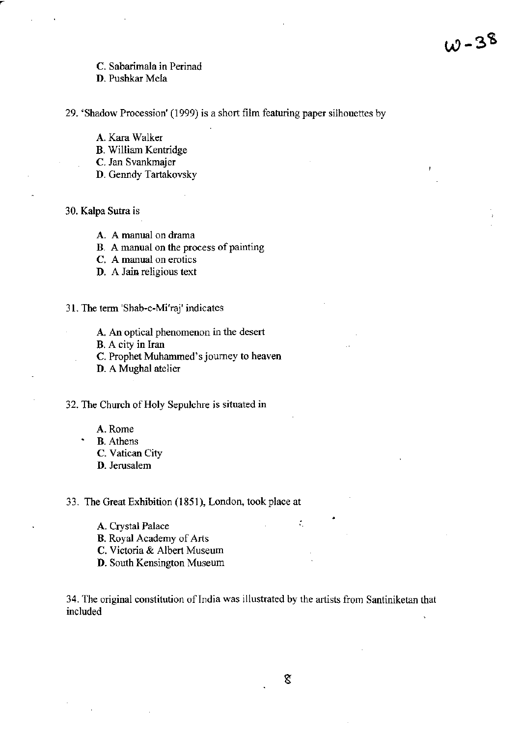C. Sabarimala in Perinad

D. Pushkar Mela

29. 'Shadow Procession' (1999) is a short film featuring paper silhouettes by

A. Kara Walker

B. William Kentridge

C. Jan Svankmajer

D. Genndy Tartakovsky

30. Kalpa Sutra is

A. A manual on drama

B. A manual on the process of painting

C. A manual on erotics

D. A Jain religious text

31. The term 'Shab-e-Mi'raj' indicates

A. An optical phenomenon in the desert

B. A city in Iran

C. Prophet Muhammed's journey to heaven

D. A Mughal atelier

32. The Church of Holy Sepulchre is situated in

A. Rome

B. Athens

C. Vatican City

D. Jerusalem

33. The Great Exhibition (1851), London, took place at

A. Crystal Palace

B. Royal Academy of Arts

C. Victoria & Albert Museum

D. South Kensington Museum

34. The original constitution of India was illustrated by the artists from Santiniketan that included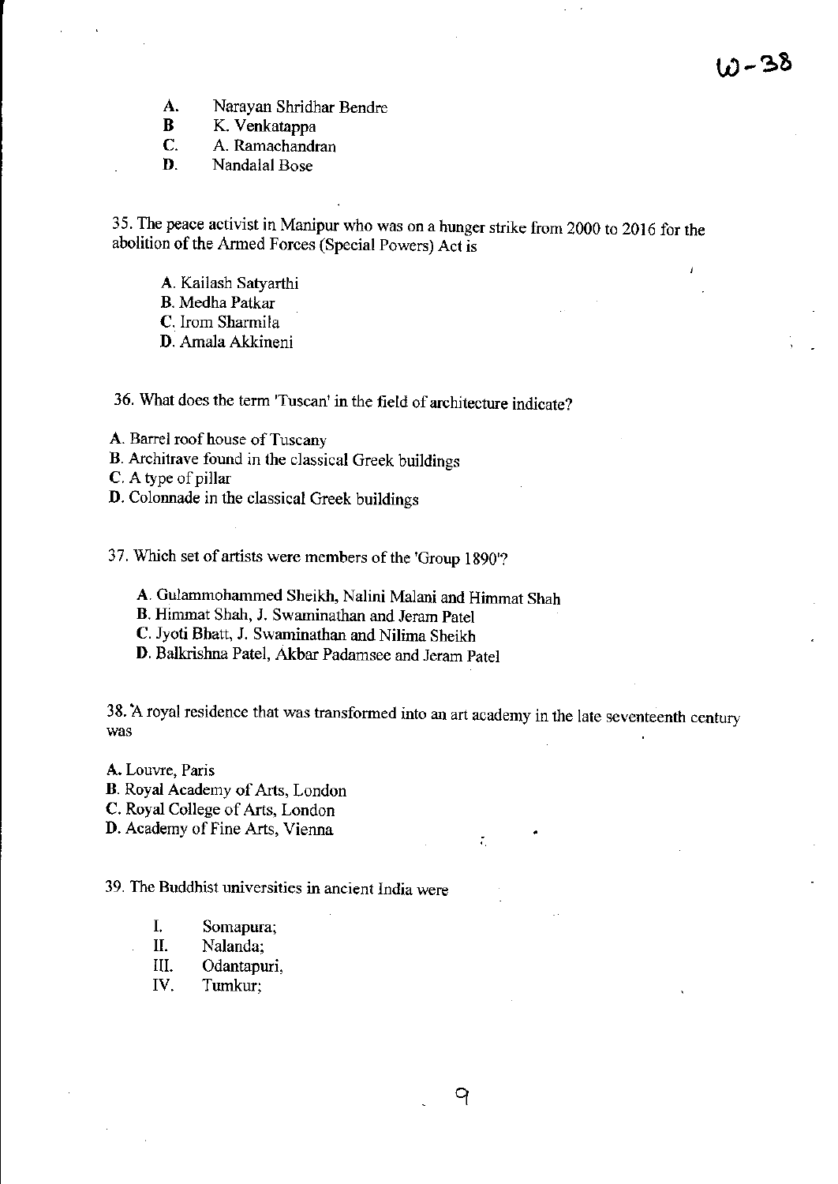A. Narayan Shridhar Bendre
B K. Venkatappa
C. A. Ramachandran
D. Nandalal Bose

35. The peace activist in Manipur who was on a hunger strike from 2000 to 2016 for the abolition of the Armed Forces (Special Powers) Act is

A. Kailash Satyarthi
B. Medha Patkar
C. Irom Sharmila
D. Amala Akkineni

36. What does the term 'Tuscan' in the field of architecture indicate?

A. Barrel roof house of Tuscany
B. Architrave found in the classical Greek buildings
C. A type of pillar
D. Colonnade in the classical Greek buildings

37. Which set of artists were members of the 'Group 1890'?

A. Gulammohammed Sheikh, Nalini Malani and Himmat Shah
B. Himmat Shah, J. Swaminathan and Jeram Patel
C. Jyoti Bhatt, J. Swaminathan and Nilima Sheikh
D. Balkrishna Patel, Akbar Padamsee and Jeram Patel

38. A royal residence that was transformed into an art academy in the late seventeenth century was

A. Louvre, Paris
B. Royal Academy of Arts, London
C. Royal College of Arts, London
D. Academy of Fine Arts, Vienna

39. The Buddhist universities in ancient India were

I. Somapura;
II. Nalanda;
III. Odantapuri,
IV. Tumkur;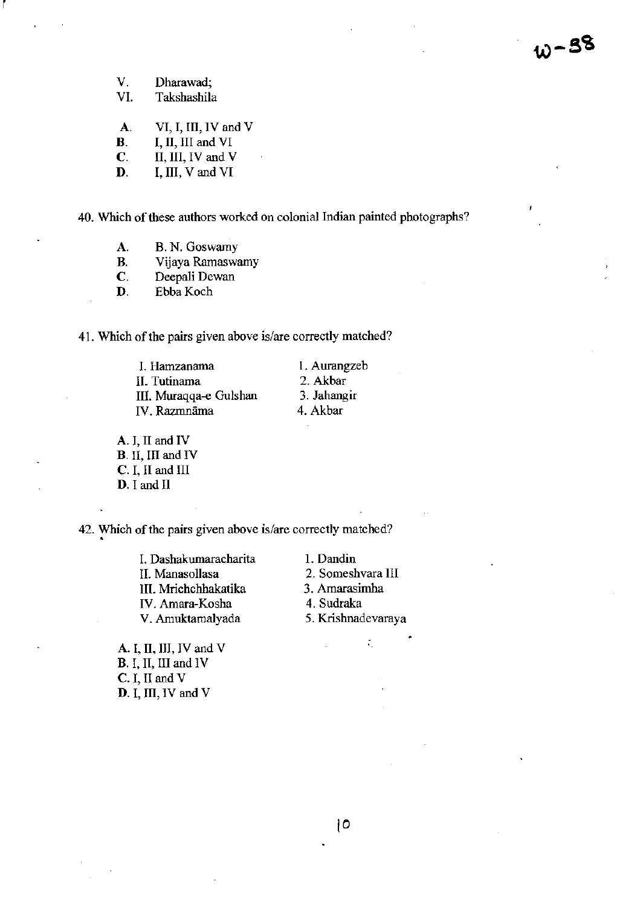V. Dharawad;
VI. Takshashila

A. VI, I, III, IV and V
B. I, II, III and VI
C. II, III, IV and V
D. I, III, V and VI

40. Which of these authors worked on colonial Indian painted photographs?

A. B. N. Goswamy
B. Vijaya Ramaswamy
C. Deepali Dewan
D. Ebba Koch

41. Which of the pairs given above is/are correctly matched?

| | |
|---|---|
| I. Hamzanama | 1. Aurangzeb |
| II. Tutinama | 2. Akbar |
| III. Muraqqa-e Gulshan | 3. Jahangir |
| IV. Razmnāma | 4. Akbar |

A. I, II and IV
B. II, III and IV
C. I, II and III
D. I and II

42. Which of the pairs given above is/are correctly matched?

| | |
|---|---|
| I. Dashakumaracharita | 1. Dandin |
| II. Manasollasa | 2. Someshvara III |
| III. Mrichchhakatika | 3. Amarasimha |
| IV. Amara-Kosha | 4. Sudraka |
| V. Amuktamalyada | 5. Krishnadevaraya |

A. I, II, III, IV and V
B. I, II, III and IV
C. I, II and V
D. I, III, IV and V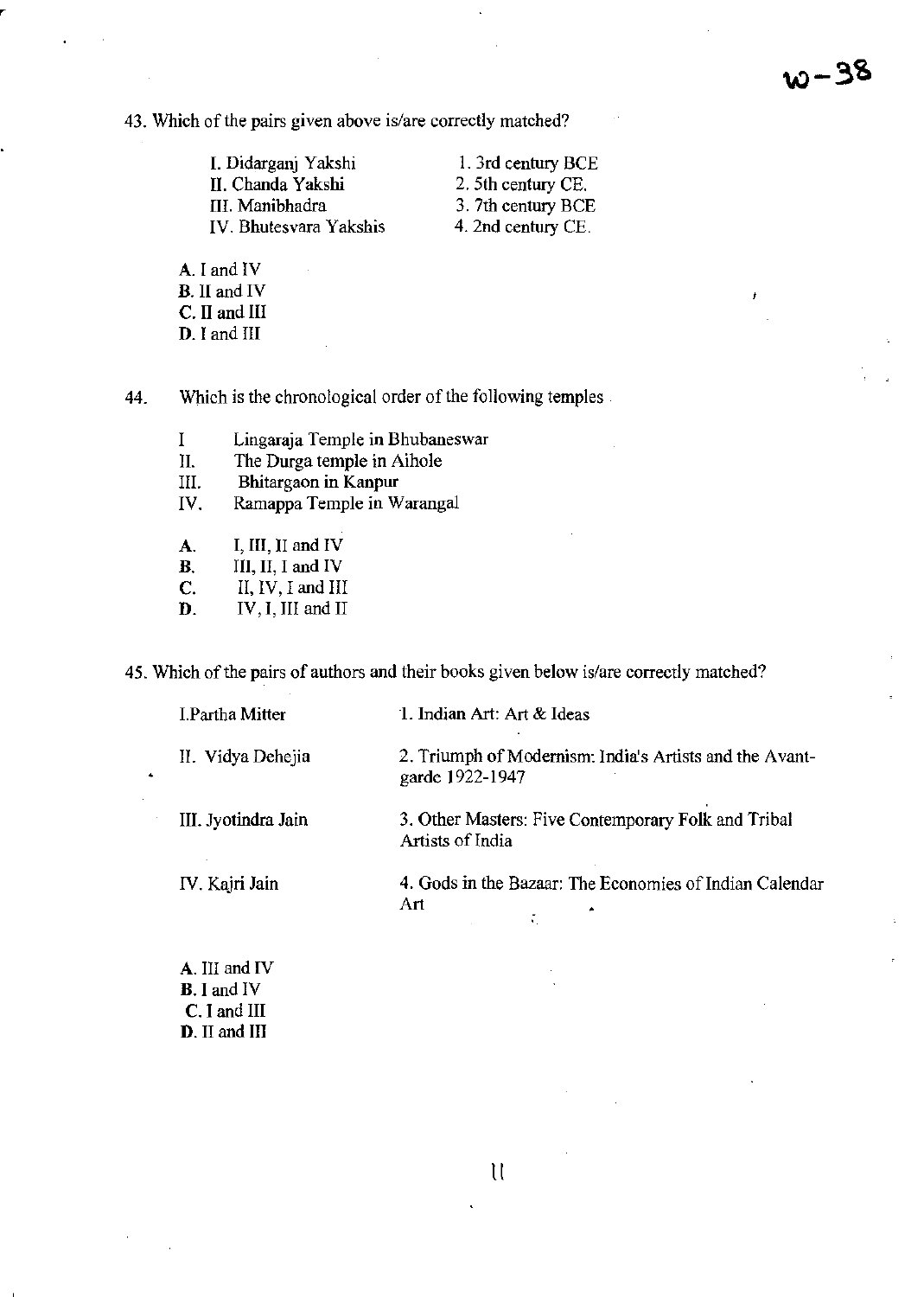43. Which of the pairs given above is/are correctly matched?

| | |
|---|---|
| I. Didarganj Yakshi | 1. 3rd century BCE |
| II. Chanda Yakshi | 2. 5th century CE. |
| III. Manibhadra | 3. 7th century BCE |
| IV. Bhutesvara Yakshis | 4. 2nd century CE. |

A. I and IV
B. II and IV
C. II and III
D. I and III

44. Which is the chronological order of the following temples

I Lingaraja Temple in Bhubaneswar
II. The Durga temple in Aihole
III. Bhitargaon in Kanpur
IV. Ramappa Temple in Warangal

A. I, III, II and IV
B. III, II, I and IV
C. II, IV, I and III
D. IV, I, III and II

45. Which of the pairs of authors and their books given below is/are correctly matched?

| | |
|---|---|
| I.Partha Mitter | 1. Indian Art: Art & Ideas |
| II. Vidya Dehejia | 2. Triumph of Modernism: India's Artists and the Avant-garde 1922-1947 |
| III. Jyotindra Jain | 3. Other Masters: Five Contemporary Folk and Tribal Artists of India |
| IV. Kajri Jain | 4. Gods in the Bazaar: The Economies of Indian Calendar Art |

A. III and IV
B. I and IV
C. I and III
D. II and III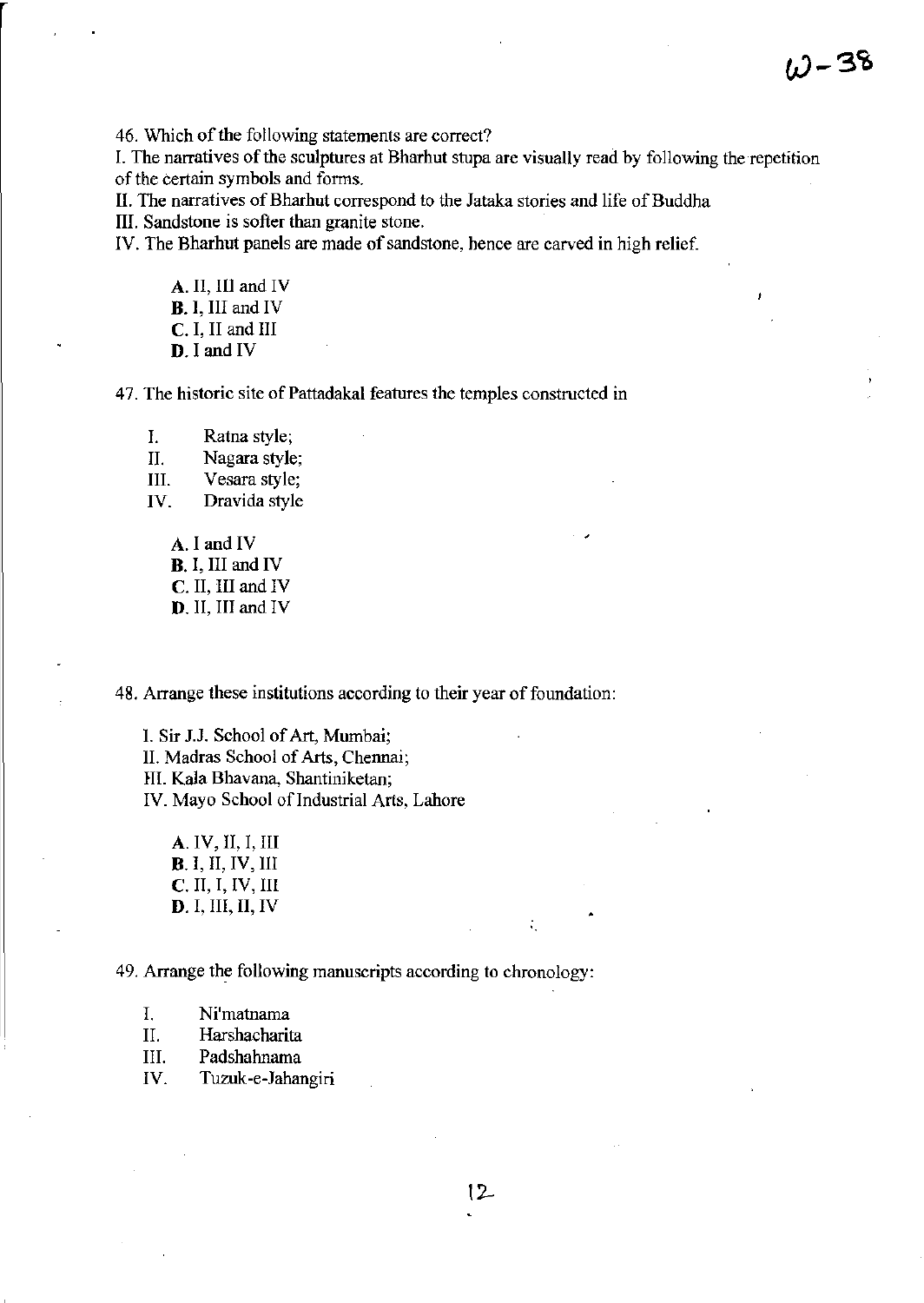46. Which of the following statements are correct?

I. The narratives of the sculptures at Bharhut stupa are visually read by following the repetition of the certain symbols and forms.

II. The narratives of Bharhut correspond to the Jataka stories and life of Buddha

III. Sandstone is softer than granite stone.

IV. The Bharhut panels are made of sandstone, hence are carved in high relief.

**A.** II, III and IV
**B.** I, III and IV
**C.** I, II and III
**D.** I and IV

47. The historic site of Pattadakal features the temples constructed in

I. Ratna style;
II. Nagara style;
III. Vesara style;
IV. Dravida style

**A.** I and IV
**B.** I, III and IV
**C.** II, III and IV
**D.** II, III and IV

48. Arrange these institutions according to their year of foundation:

I. Sir J.J. School of Art, Mumbai;
II. Madras School of Arts, Chennai;
III. Kala Bhavana, Shantiniketan;
IV. Mayo School of Industrial Arts, Lahore

**A.** IV, II, I, III
**B.** I, II, IV, III
**C.** II, I, IV, III
**D.** I, III, II, IV

49. Arrange the following manuscripts according to chronology:

I. Ni'matnama
II. Harshacharita
III. Padshahnama
IV. Tuzuk-e-Jahangiri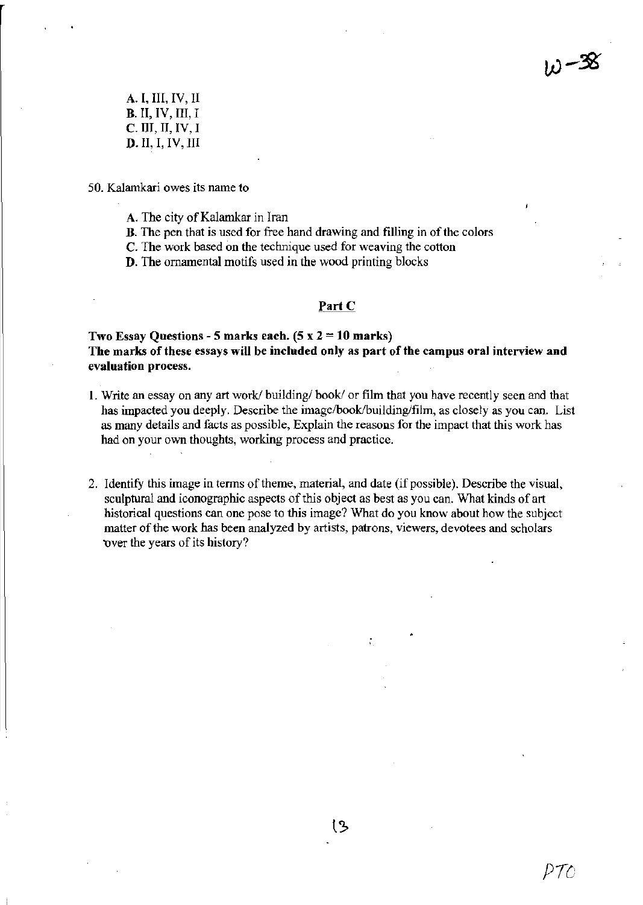A. I, III, IV, II
B. II, IV, III, I
C. III, II, IV, I
D. II, I, IV, III

50. Kalamkari owes its name to

A. The city of Kalamkar in Iran
B. The pen that is used for free hand drawing and filling in of the colors
C. The work based on the technique used for weaving the cotton
D. The ornamental motifs used in the wood printing blocks

## Part C

**Two Essay Questions - 5 marks each. (5 x 2 = 10 marks)**
**The marks of these essays will be included only as part of the campus oral interview and evaluation process.**

1. Write an essay on any art work/ building/ book/ or film that you have recently seen and that has impacted you deeply. Describe the image/book/building/film, as closely as you can. List as many details and facts as possible, Explain the reasons for the impact that this work has had on your own thoughts, working process and practice.

2. Identify this image in terms of theme, material, and date (if possible). Describe the visual, sculptural and iconographic aspects of this object as best as you can. What kinds of art historical questions can one pose to this image? What do you know about how the subject matter of the work has been analyzed by artists, patrons, viewers, devotees and scholars over the years of its history?

PTO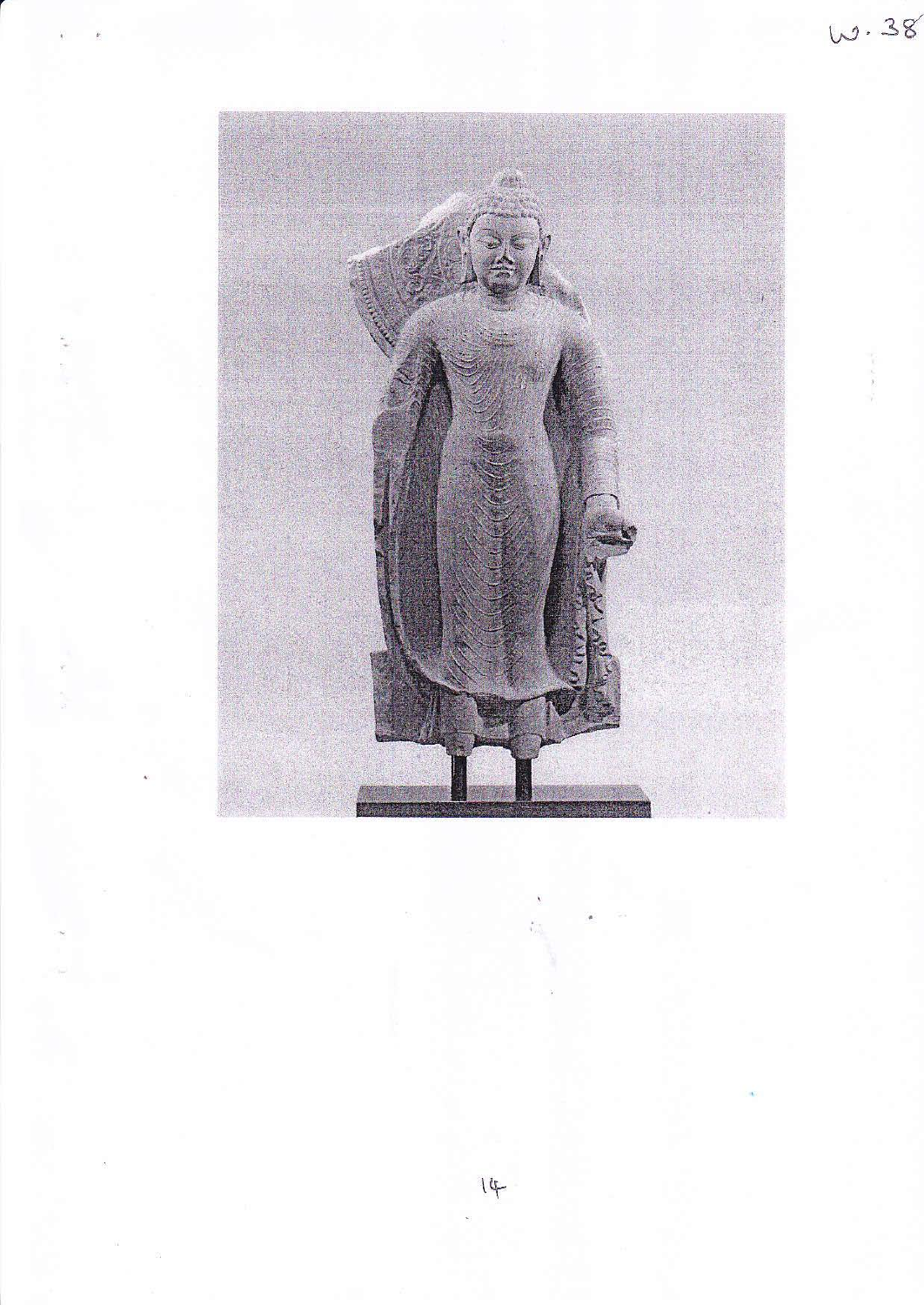W. 38